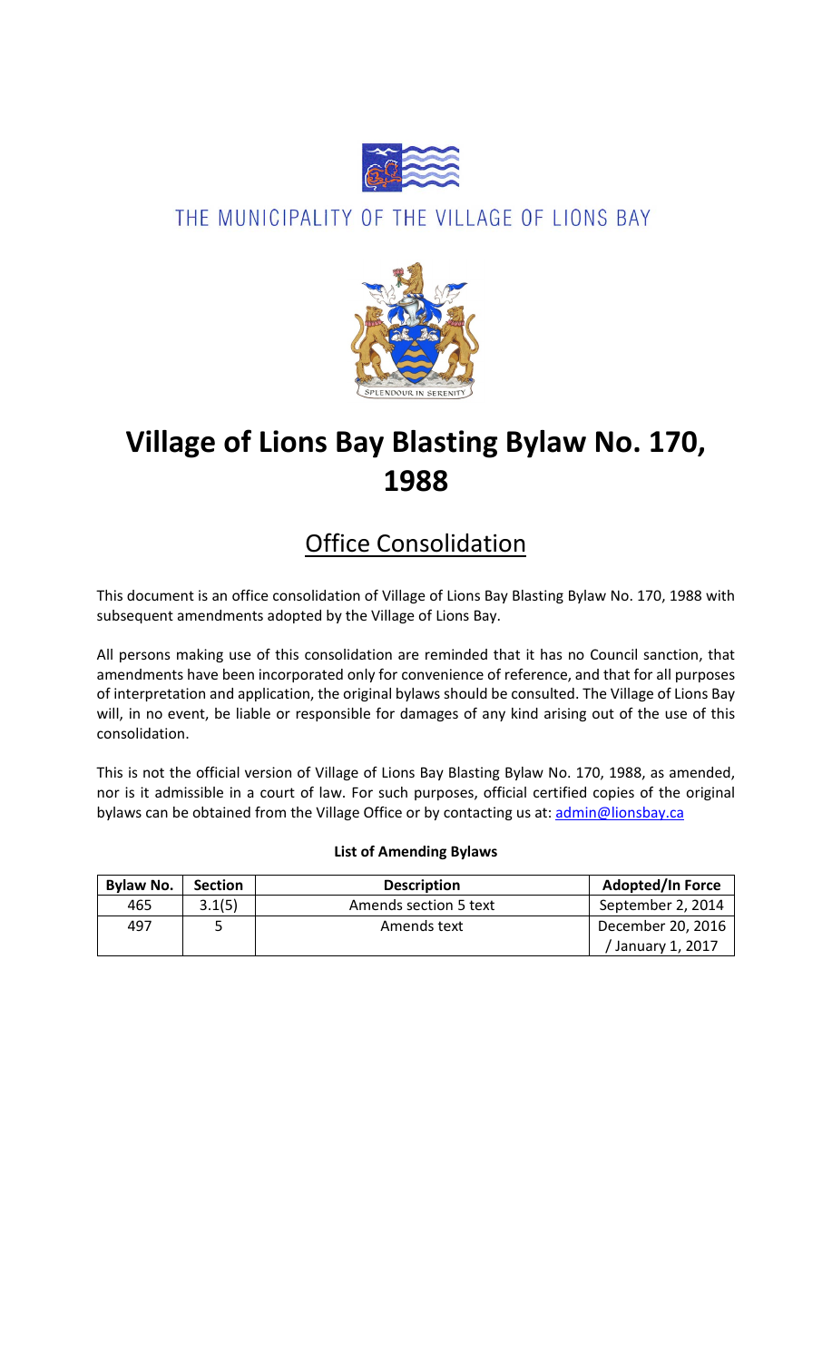THE MUNICIPALITY OF THE VILLAGE OF LIONS BAY

SPLENDOUR IN SERENITY

# Village of Lions Bay Blasting Bylaw No. 170, 1988

## Office Consolidation

This document is an office consolidation of Village of Lions Bay Blasting Bylaw No. 170, 1988 with subsequent amendments adopted by the Village of Lions Bay.

All persons making use of this consolidation are reminded that it has no Council sanction, that amendments have been incorporated only for convenience of reference, and that for all purposes of interpretation and application, the original bylaws should be consulted. The Village of Lions Bay will, in no event, be liable or responsible for damages of any kind arising out of the use of this consolidation.

This is not the official version of Village of Lions Bay Blasting Bylaw No. 170, 1988, as amended, nor is it admissible in a court of law. For such purposes, official certified copies of the original bylaws can be obtained from the Village Office or by contacting us at: admin@lionsbay.ca

**List of Amending Bylaws**

| Bylaw No. | Section | Description | Adopted/In Force |
|---|---|---|---|
| 465 | 3.1(5) | Amends section 5 text | September 2, 2014 |
| 497 | 5 | Amends text | December 20, 2016 / January 1, 2017 |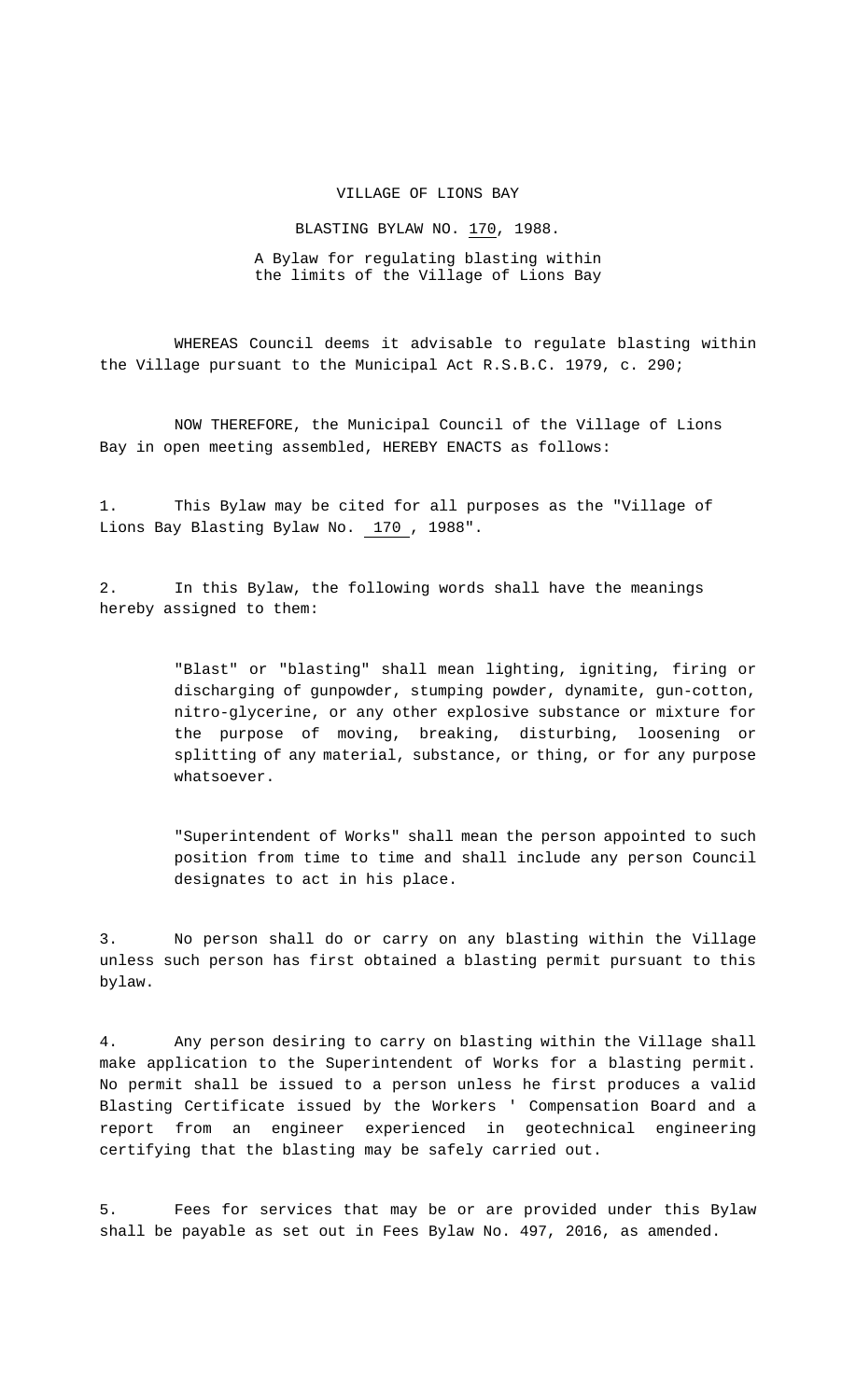VILLAGE OF LIONS BAY

BLASTING BYLAW NO. 170, 1988.

A Bylaw for regulating blasting within the limits of the Village of Lions Bay

WHEREAS Council deems it advisable to regulate blasting within the Village pursuant to the Municipal Act R.S.B.C. 1979, c. 290;

NOW THEREFORE, the Municipal Council of the Village of Lions Bay in open meeting assembled, HEREBY ENACTS as follows:

1. This Bylaw may be cited for all purposes as the "Village of Lions Bay Blasting Bylaw No. 170 , 1988".

2. In this Bylaw, the following words shall have the meanings hereby assigned to them:

   "Blast" or "blasting" shall mean lighting, igniting, firing or discharging of gunpowder, stumping powder, dynamite, gun-cotton, nitro-glycerine, or any other explosive substance or mixture for the purpose of moving, breaking, disturbing, loosening or splitting of any material, substance, or thing, or for any purpose whatsoever.

   "Superintendent of Works" shall mean the person appointed to such position from time to time and shall include any person Council designates to act in his place.

3. No person shall do or carry on any blasting within the Village unless such person has first obtained a blasting permit pursuant to this bylaw.

4. Any person desiring to carry on blasting within the Village shall make application to the Superintendent of Works for a blasting permit. No permit shall be issued to a person unless he first produces a valid Blasting Certificate issued by the Workers ' Compensation Board and a report from an engineer experienced in geotechnical engineering certifying that the blasting may be safely carried out.

5. Fees for services that may be or are provided under this Bylaw shall be payable as set out in Fees Bylaw No. 497, 2016, as amended.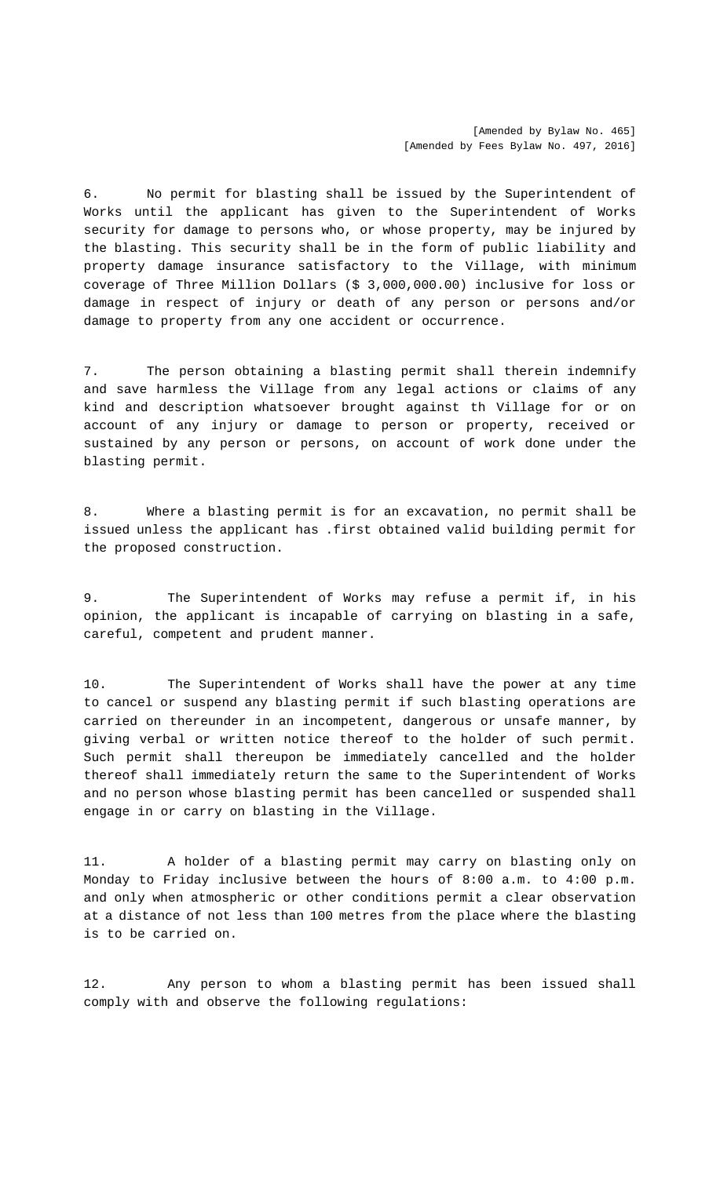[Amended by Bylaw No. 465]
[Amended by Fees Bylaw No. 497, 2016]

6. No permit for blasting shall be issued by the Superintendent of Works until the applicant has given to the Superintendent of Works security for damage to persons who, or whose property, may be injured by the blasting. This security shall be in the form of public liability and property damage insurance satisfactory to the Village, with minimum coverage of Three Million Dollars ($ 3,000,000.00) inclusive for loss or damage in respect of injury or death of any person or persons and/or damage to property from any one accident or occurrence.

7. The person obtaining a blasting permit shall therein indemnify and save harmless the Village from any legal actions or claims of any kind and description whatsoever brought against th Village for or on account of any injury or damage to person or property, received or sustained by any person or persons, on account of work done under the blasting permit.

8. Where a blasting permit is for an excavation, no permit shall be issued unless the applicant has .first obtained valid building permit for the proposed construction.

9. The Superintendent of Works may refuse a permit if, in his opinion, the applicant is incapable of carrying on blasting in a safe, careful, competent and prudent manner.

10. The Superintendent of Works shall have the power at any time to cancel or suspend any blasting permit if such blasting operations are carried on thereunder in an incompetent, dangerous or unsafe manner, by giving verbal or written notice thereof to the holder of such permit. Such permit shall thereupon be immediately cancelled and the holder thereof shall immediately return the same to the Superintendent of Works and no person whose blasting permit has been cancelled or suspended shall engage in or carry on blasting in the Village.

11. A holder of a blasting permit may carry on blasting only on Monday to Friday inclusive between the hours of 8:00 a.m. to 4:00 p.m. and only when atmospheric or other conditions permit a clear observation at a distance of not less than 100 metres from the place where the blasting is to be carried on.

12. Any person to whom a blasting permit has been issued shall comply with and observe the following regulations: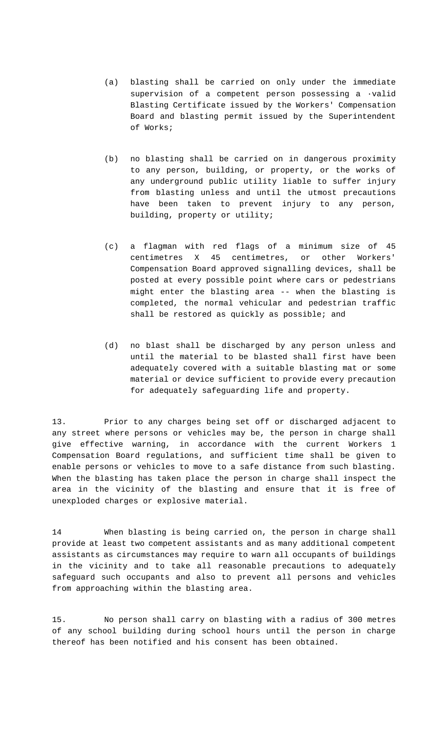(a) blasting shall be carried on only under the immediate supervision of a competent person possessing a ·valid Blasting Certificate issued by the Workers' Compensation Board and blasting permit issued by the Superintendent of Works;

(b) no blasting shall be carried on in dangerous proximity to any person, building, or property, or the works of any underground public utility liable to suffer injury from blasting unless and until the utmost precautions have been taken to prevent injury to any person, building, property or utility;

(c) a flagman with red flags of a minimum size of 45 centimetres X 45 centimetres, or other Workers' Compensation Board approved signalling devices, shall be posted at every possible point where cars or pedestrians might enter the blasting area -- when the blasting is completed, the normal vehicular and pedestrian traffic shall be restored as quickly as possible; and

(d) no blast shall be discharged by any person unless and until the material to be blasted shall first have been adequately covered with a suitable blasting mat or some material or device sufficient to provide every precaution for adequately safeguarding life and property.

13. Prior to any charges being set off or discharged adjacent to any street where persons or vehicles may be, the person in charge shall give effective warning, in accordance with the current Workers 1 Compensation Board regulations, and sufficient time shall be given to enable persons or vehicles to move to a safe distance from such blasting. When the blasting has taken place the person in charge shall inspect the area in the vicinity of the blasting and ensure that it is free of unexploded charges or explosive material.

14 When blasting is being carried on, the person in charge shall provide at least two competent assistants and as many additional competent assistants as circumstances may require to warn all occupants of buildings in the vicinity and to take all reasonable precautions to adequately safeguard such occupants and also to prevent all persons and vehicles from approaching within the blasting area.

15. No person shall carry on blasting with a radius of 300 metres of any school building during school hours until the person in charge thereof has been notified and his consent has been obtained.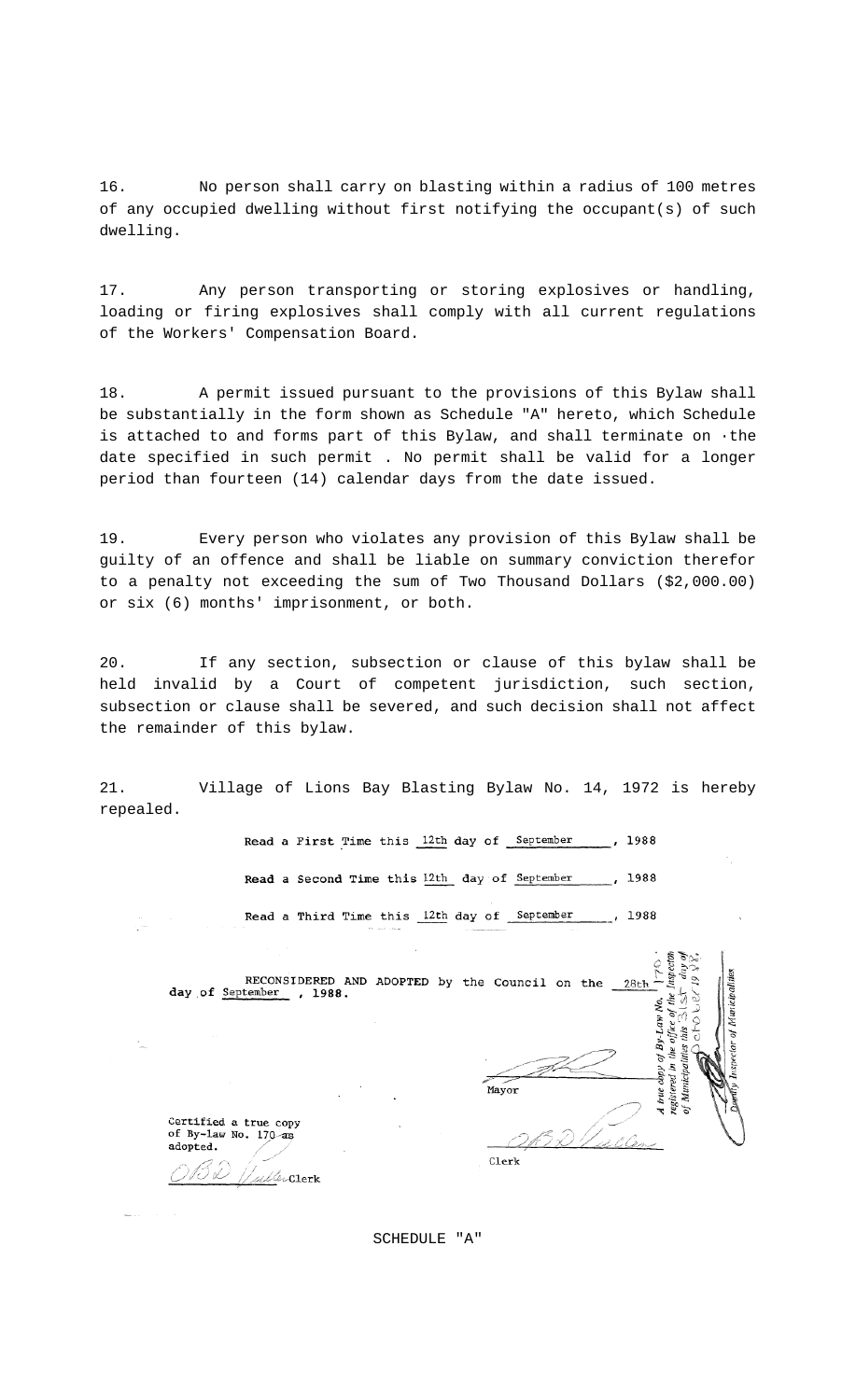16. No person shall carry on blasting within a radius of 100 metres of any occupied dwelling without first notifying the occupant(s) of such dwelling.

17. Any person transporting or storing explosives or handling, loading or firing explosives shall comply with all current regulations of the Workers' Compensation Board.

18. A permit issued pursuant to the provisions of this Bylaw shall be substantially in the form shown as Schedule "A" hereto, which Schedule is attached to and forms part of this Bylaw, and shall terminate on the date specified in such permit . No permit shall be valid for a longer period than fourteen (14) calendar days from the date issued.

19. Every person who violates any provision of this Bylaw shall be guilty of an offence and shall be liable on summary conviction therefor to a penalty not exceeding the sum of Two Thousand Dollars ($2,000.00) or six (6) months' imprisonment, or both.

20. If any section, subsection or clause of this bylaw shall be held invalid by a Court of competent jurisdiction, such section, subsection or clause shall be severed, and such decision shall not affect the remainder of this bylaw.

21. Village of Lions Bay Blasting Bylaw No. 14, 1972 is hereby repealed.

Read a First Time this 12th day of September, 1988

Read a Second Time this 12th day of September, 1988

Read a Third Time this 12th day of September, 1988

**RECONSIDERED AND ADOPTED** by the Council on the 28th day of September, 1988.

Mayor

Clerk

*A true copy of By-Law No. 170 registered in the office of the Inspector of Municipalities this 31st day of October 1988.*

*Deputy Inspector of Municipalities*

Certified a true copy of By-law No. 170 as adopted.

Clerk

SCHEDULE "A"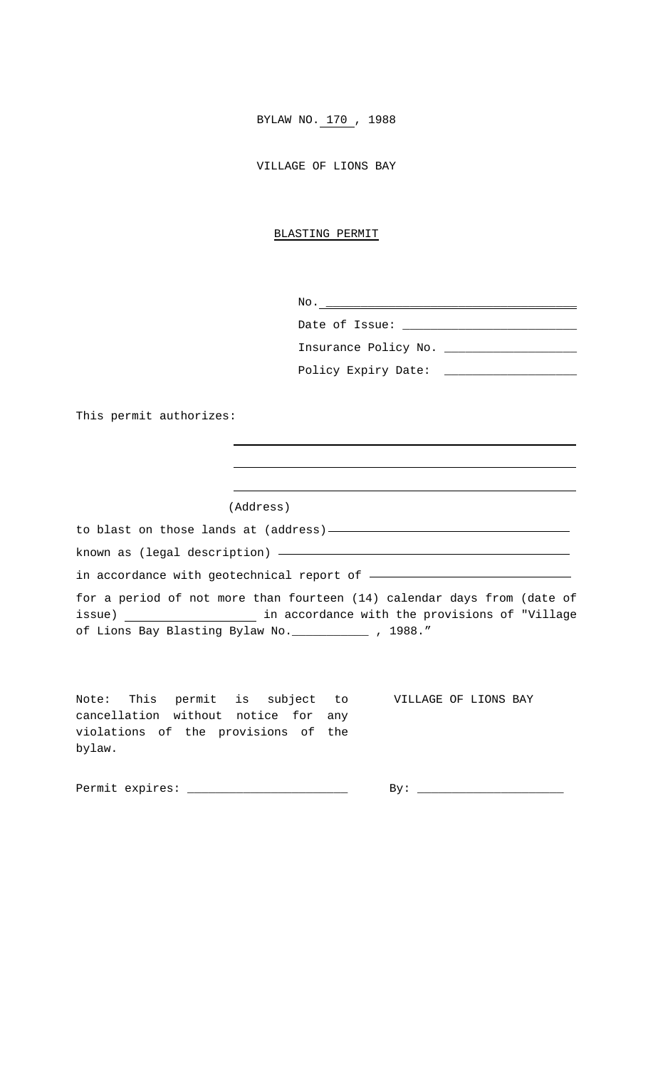BYLAW NO. 170 , 1988

VILLAGE OF LIONS BAY

BLASTING PERMIT

No. ______________________

Date of Issue: ______________________

Insurance Policy No. ______________________

Policy Expiry Date: ______________________

This permit authorizes:

______________________

______________________

______________________

(Address)

to blast on those lands at (address) ______________________

known as (legal description) ______________________

in accordance with geotechnical report of ______________________

for a period of not more than fourteen (14) calendar days from (date of issue) ______________ in accordance with the provisions of "Village of Lions Bay Blasting Bylaw No.___________ , 1988."

Note: This permit is subject to cancellation without notice for any violations of the provisions of the bylaw.

VILLAGE OF LIONS BAY

Permit expires: ______________________

By: ______________________